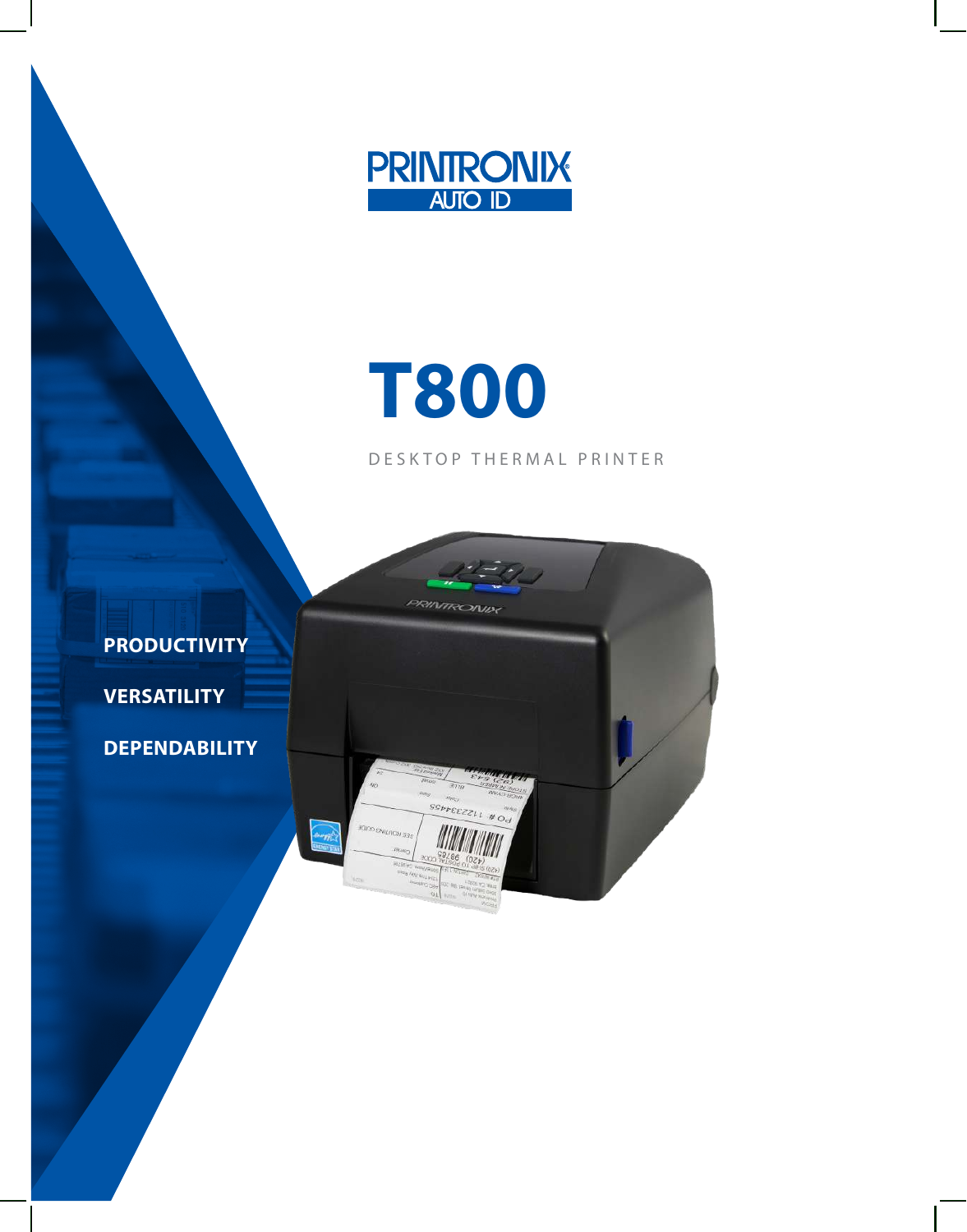PRINTRONIX AUTO ID

# T800

DESKTOP THERMAL PRINTER

**PRODUCTIVITY**

**VERSATILITY**

**DEPENDABILITY**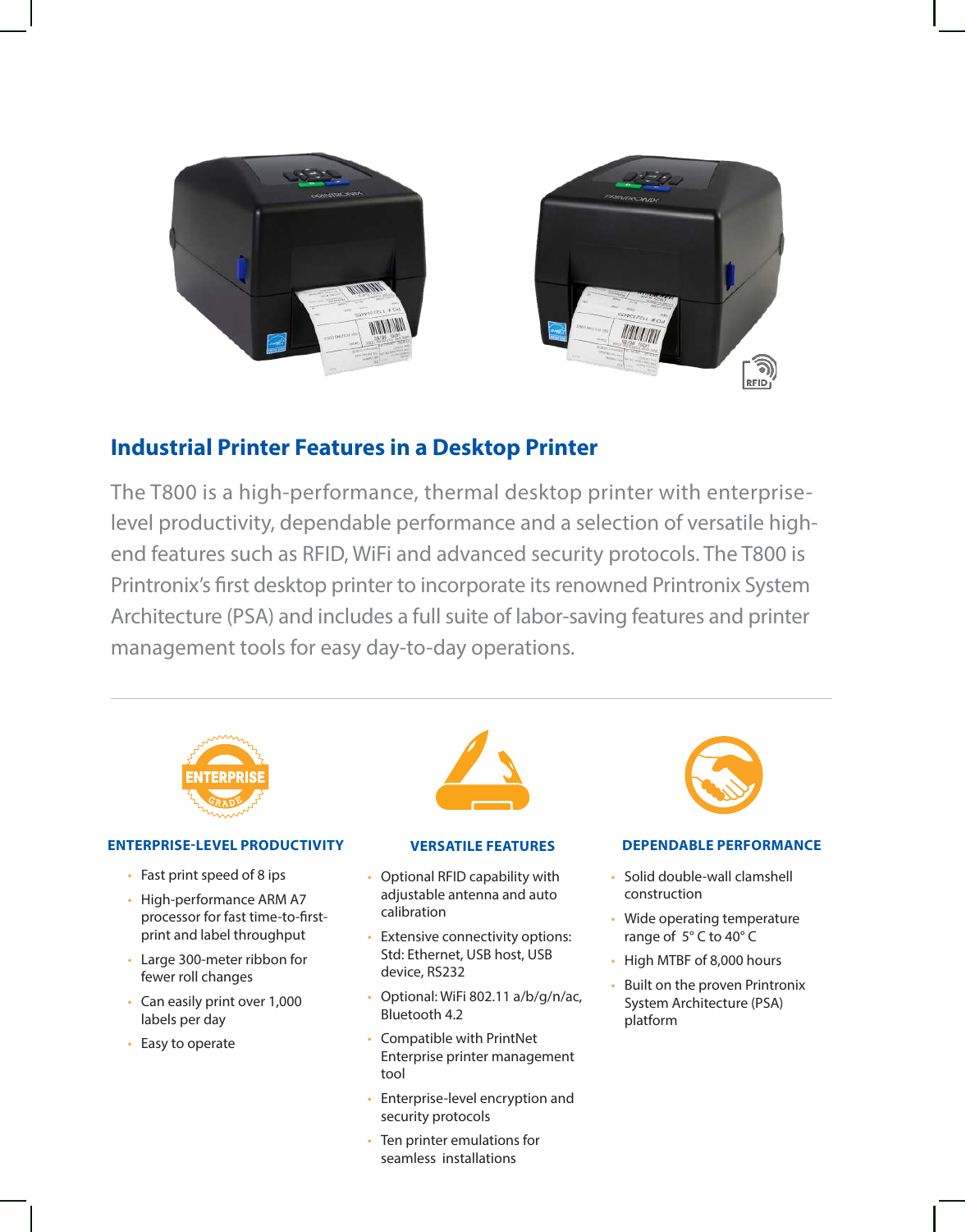## Industrial Printer Features in a Desktop Printer

The T800 is a high-performance, thermal desktop printer with enterprise-level productivity, dependable performance and a selection of versatile high-end features such as RFID, WiFi and advanced security protocols. The T800 is Printronix's first desktop printer to incorporate its renowned Printronix System Architecture (PSA) and includes a full suite of labor-saving features and printer management tools for easy day-to-day operations.

### ENTERPRISE-LEVEL PRODUCTIVITY

- Fast print speed of 8 ips
- High-performance ARM A7 processor for fast time-to-first-print and label throughput
- Large 300-meter ribbon for fewer roll changes
- Can easily print over 1,000 labels per day
- Easy to operate

### VERSATILE FEATURES

- Optional RFID capability with adjustable antenna and auto calibration
- Extensive connectivity options: Std: Ethernet, USB host, USB device, RS232
- Optional: WiFi 802.11 a/b/g/n/ac, Bluetooth 4.2
- Compatible with PrintNet Enterprise printer management tool
- Enterprise-level encryption and security protocols
- Ten printer emulations for seamless installations

### DEPENDABLE PERFORMANCE

- Solid double-wall clamshell construction
- Wide operating temperature range of 5° C to 40° C
- High MTBF of 8,000 hours
- Built on the proven Printronix System Architecture (PSA) platform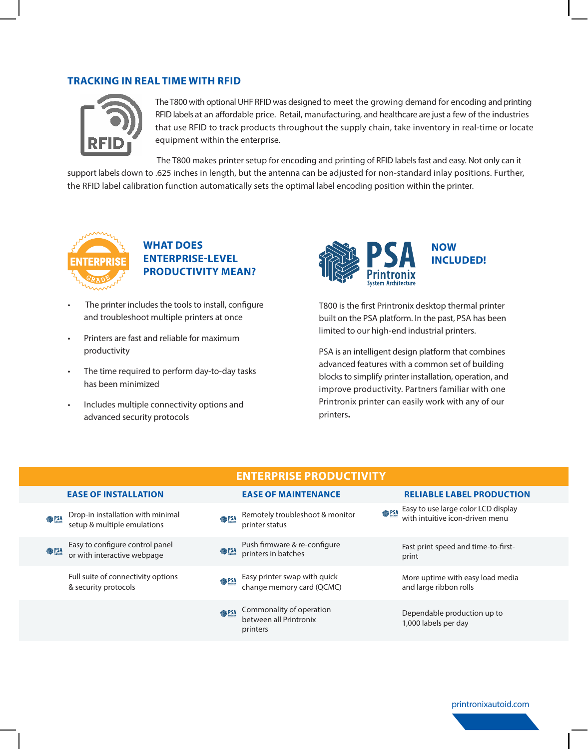## TRACKING IN REAL TIME WITH RFID

The T800 with optional UHF RFID was designed to meet the growing demand for encoding and printing RFID labels at an affordable price. Retail, manufacturing, and healthcare are just a few of the industries that use RFID to track products throughout the supply chain, take inventory in real-time or locate equipment within the enterprise.

The T800 makes printer setup for encoding and printing of RFID labels fast and easy. Not only can it support labels down to .625 inches in length, but the antenna can be adjusted for non-standard inlay positions. Further, the RFID label calibration function automatically sets the optimal label encoding position within the printer.

## WHAT DOES ENTERPRISE-LEVEL PRODUCTIVITY MEAN?

- The printer includes the tools to install, configure and troubleshoot multiple printers at once
- Printers are fast and reliable for maximum productivity
- The time required to perform day-to-day tasks has been minimized
- Includes multiple connectivity options and advanced security protocols

## NOW INCLUDED!

T800 is the first Printronix desktop thermal printer built on the PSA platform. In the past, PSA has been limited to our high-end industrial printers.

PSA is an intelligent design platform that combines advanced features with a common set of building blocks to simplify printer installation, operation, and improve productivity. Partners familiar with one Printronix printer can easily work with any of our printers.

## ENTERPRISE PRODUCTIVITY

| EASE OF INSTALLATION | EASE OF MAINTENANCE | RELIABLE LABEL PRODUCTION |
|---|---|---|
| PSA Drop-in installation with minimal setup & multiple emulations | PSA Remotely troubleshoot & monitor printer status | PSA Easy to use large color LCD display with intuitive icon-driven menu |
| PSA Easy to configure control panel or with interactive webpage | PSA Push firmware & re-configure printers in batches | Fast print speed and time-to-first-print |
| Full suite of connectivity options & security protocols | PSA Easy printer swap with quick change memory card (QCMC) | More uptime with easy load media and large ribbon rolls |
| | PSA Commonality of operation between all Printronix printers | Dependable production up to 1,000 labels per day |

printronixautoid.com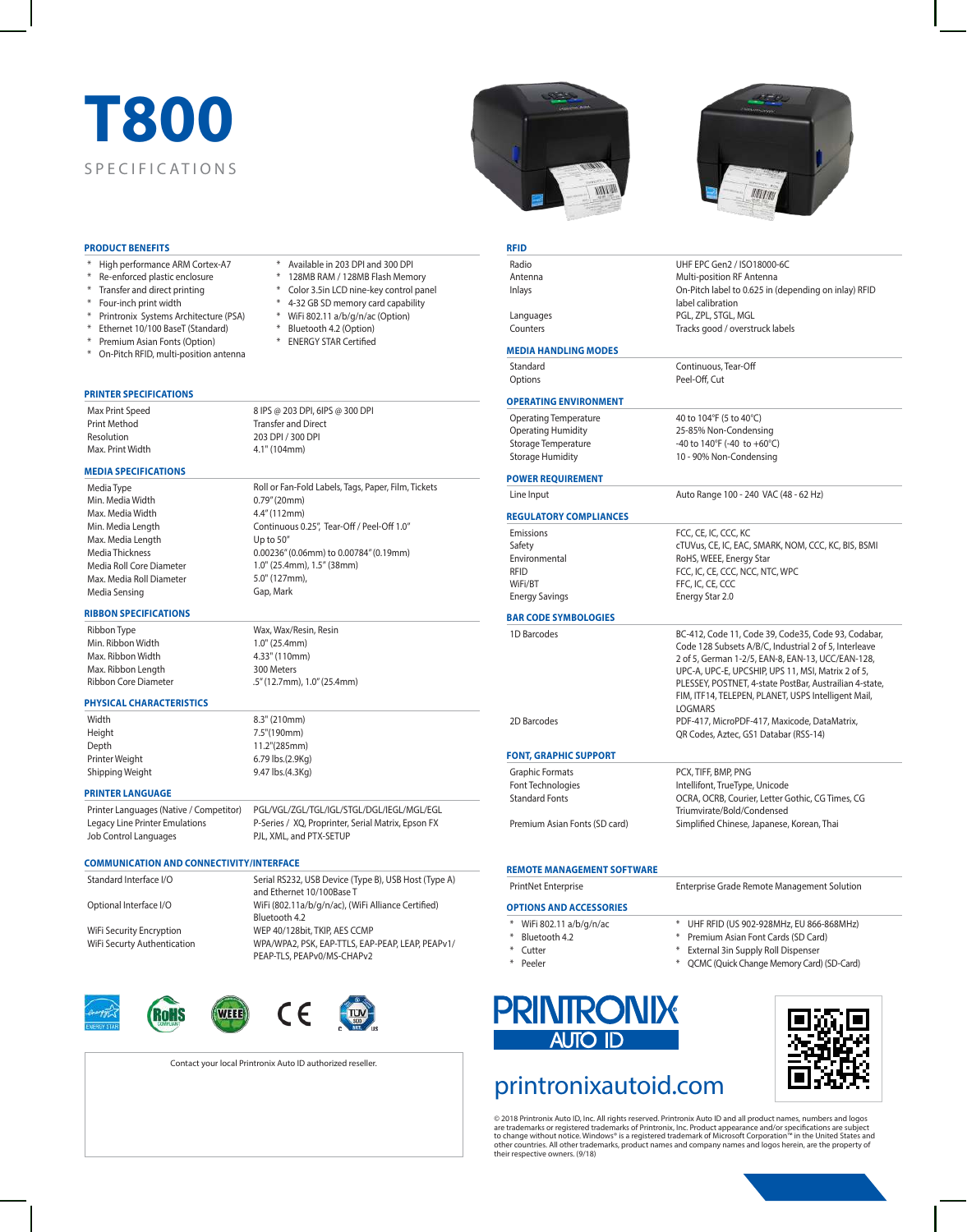# T800

SPECIFICATIONS

## PRODUCT BENEFITS

* High performance ARM Cortex-A7
* Re-enforced plastic enclosure
* Transfer and direct printing
* Four-inch print width
* Printronix Systems Architecture (PSA)
* Ethernet 10/100 BaseT (Standard)
* Premium Asian Fonts (Option)
* On-Pitch RFID, multi-position antenna
* Available in 203 DPI and 300 DPI
* 128MB RAM / 128MB Flash Memory
* Color 3.5in LCD nine-key control panel
* 4-32 GB SD memory card capability
* WiFi 802.11 a/b/g/n/ac (Option)
* Bluetooth 4.2 (Option)
* ENERGY STAR Certified

## PRINTER SPECIFICATIONS

| | |
|---|---|
| Max Print Speed | 8 IPS @ 203 DPI, 6IPS @ 300 DPI |
| Print Method | Transfer and Direct |
| Resolution | 203 DPI / 300 DPI |
| Max. Print Width | 4.1" (104mm) |

## MEDIA SPECIFICATIONS

| | |
|---|---|
| Media Type | Roll or Fan-Fold Labels, Tags, Paper, Film, Tickets |
| Min. Media Width | 0.79" (20mm) |
| Max. Media Width | 4.4" (112mm) |
| Min. Media Length | Continuous 0.25", Tear-Off / Peel-Off 1.0" |
| Max. Media Length | Up to 50" |
| Media Thickness | 0.00236" (0.06mm) to 0.00784" (0.19mm) |
| Media Roll Core Diameter | 1.0" (25.4mm), 1.5" (38mm) |
| Max. Media Roll Diameter | 5.0" (127mm), |
| Media Sensing | Gap, Mark |

## RIBBON SPECIFICATIONS

| | |
|---|---|
| Ribbon Type | Wax, Wax/Resin, Resin |
| Min. Ribbon Width | 1.0" (25.4mm) |
| Max. Ribbon Width | 4.33" (110mm) |
| Max. Ribbon Length | 300 Meters |
| Ribbon Core Diameter | .5" (12.7mm), 1.0" (25.4mm) |

## PHYSICAL CHARACTERISTICS

| | |
|---|---|
| Width | 8.3" (210mm) |
| Height | 7.5"(190mm) |
| Depth | 11.2"(285mm) |
| Printer Weight | 6.79 lbs.(2.9Kg) |
| Shipping Weight | 9.47 lbs.(4.3Kg) |

## PRINTER LANGUAGE

| | |
|---|---|
| Printer Languages (Native / Competitor) | PGL/VGL/ZGL/TGL/IGL/STGL/DGL/IEGL/MGL/EGL |
| Legacy Line Printer Emulations | P-Series / XQ, Proprinter, Serial Matrix, Epson FX |
| Job Control Languages | PJL, XML, and PTX-SETUP |

## COMMUNICATION AND CONNECTIVITY/INTERFACE

| | |
|---|---|
| Standard Interface I/O | Serial RS232, USB Device (Type B), USB Host (Type A) and Ethernet 10/100Base T |
| Optional Interface I/O | WiFi (802.11a/b/g/n/ac), (WiFi Alliance Certified) Bluetooth 4.2 |
| WiFi Security Encryption | WEP 40/128bit, TKIP, AES CCMP |
| WiFi Securty Authentication | WPA/WPA2, PSK, EAP-TTLS, EAP-PEAP, LEAP, PEAPv1/ PEAP-TLS, PEAPv0/MS-CHAPv2 |

Contact your local Printronix Auto ID authorized reseller.

## RFID

| | |
|---|---|
| Radio | UHF EPC Gen2 / ISO18000-6C |
| Antenna | Multi-position RF Antenna |
| Inlays | On-Pitch label to 0.625 in (depending on inlay) RFID label calibration |
| Languages | PGL, ZPL, STGL, MGL |
| Counters | Tracks good / overstruck labels |

## MEDIA HANDLING MODES

| | |
|---|---|
| Standard | Continuous, Tear-Off |
| Options | Peel-Off, Cut |

## OPERATING ENVIRONMENT

| | |
|---|---|
| Operating Temperature | 40 to 104°F (5 to 40°C) |
| Operating Humidity | 25-85% Non-Condensing |
| Storage Temperature | -40 to 140°F (-40 to +60°C) |
| Storage Humidity | 10 - 90% Non-Condensing |

## POWER REQUIREMENT

| | |
|---|---|
| Line Input | Auto Range 100 - 240 VAC (48 - 62 Hz) |

## REGULATORY COMPLIANCES

| | |
|---|---|
| Emissions | FCC, CE, IC, CCC, KC |
| Safety | cTUVus, CE, IC, EAC, SMARK, NOM, CCC, KC, BIS, BSMI |
| Environmental | RoHS, WEEE, Energy Star |
| RFID | FCC, IC, CE, CCC, NCC, NTC, WPC |
| WiFi/BT | FFC, IC, CE, CCC |
| Energy Savings | Energy Star 2.0 |

## BAR CODE SYMBOLOGIES

| | |
|---|---|
| 1D Barcodes | BC-412, Code 11, Code 39, Code35, Code 93, Codabar, Code 128 Subsets A/B/C, Industrial 2 of 5, Interleave 2 of 5, German 1-2/5, EAN-8, EAN-13, UCC/EAN-128, UPC-A, UPC-E, UPCSHIP, UPS 11, MSI, Matrix 2 of 5, PLESSEY, POSTNET, 4-state PostBar, Australlian 4-state, FIM, ITF14, TELEPEN, PLANET, USPS Intelligent Mail, LOGMARS |
| 2D Barcodes | PDF-417, MicroPDF-417, Maxicode, DataMatrix, QR Codes, Aztec, GS1 Databar (RSS-14) |

## FONT, GRAPHIC SUPPORT

| | |
|---|---|
| Graphic Formats | PCX, TIFF, BMP, PNG |
| Font Technologies | Intellifont, TrueType, Unicode |
| Standard Fonts | OCRA, OCRB, Courier, Letter Gothic, CG Times, CG Triumvirate/Bold/Condensed |
| Premium Asian Fonts (SD card) | Simplified Chinese, Japanese, Korean, Thai |

## REMOTE MANAGEMENT SOFTWARE

| | |
|---|---|
| PrintNet Enterprise | Enterprise Grade Remote Management Solution |

## OPTIONS AND ACCESSORIES

* WiFi 802.11 a/b/g/n/ac
* Bluetooth 4.2
* Cutter
* Peeler
* UHF RFID (US 902-928MHz, EU 866-868MHz)
* Premium Asian Font Cards (SD Card)
* External 3in Supply Roll Dispenser
* QCMC (Quick Change Memory Card) (SD-Card)

PRINTRONIX AUTO ID

printronixautoid.com

© 2018 Printronix Auto ID, Inc. All rights reserved. Printronix Auto ID and all product names, numbers and logos are trademarks or registered trademarks of Printronix, Inc. Product appearance and/or specifications are subject to change without notice. Windows® is a registered trademark of Microsoft Corporation™ in the United States and other countries. All other trademarks, product names and company names and logos herein, are the property of their respective owners. (9/18)